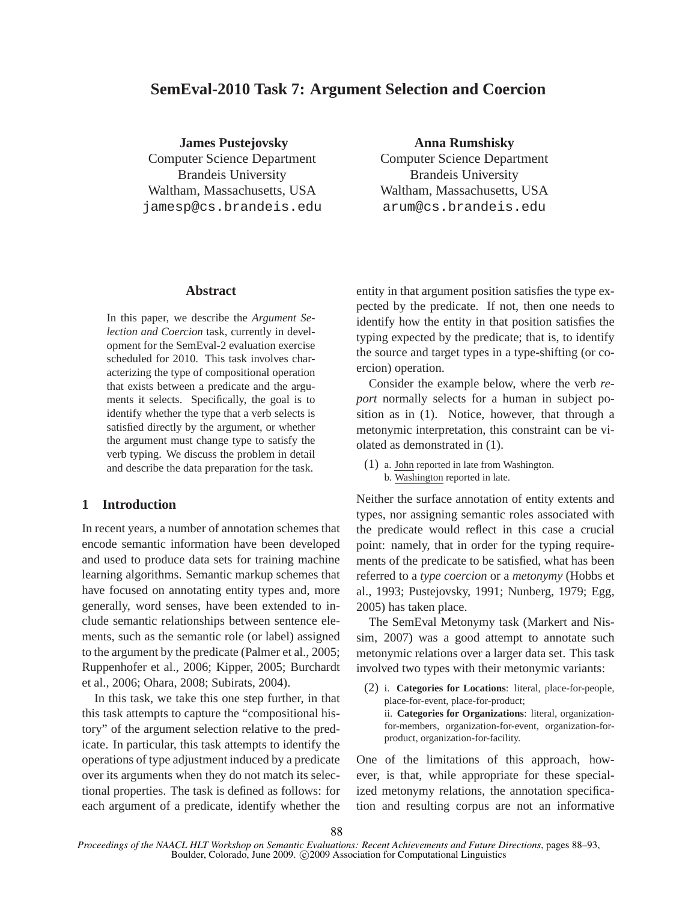# SemEval-2010 Task 7: Argument Selection and Coercion

**James Pustejovsky**
Computer Science Department
Brandeis University
Waltham, Massachusetts, USA
jamesp@cs.brandeis.edu

**Anna Rumshisky**
Computer Science Department
Brandeis University
Waltham, Massachusetts, USA
arum@cs.brandeis.edu

## Abstract

In this paper, we describe the *Argument Selection and Coercion* task, currently in development for the SemEval-2 evaluation exercise scheduled for 2010. This task involves characterizing the type of compositional operation that exists between a predicate and the arguments it selects. Specifically, the goal is to identify whether the type that a verb selects is satisfied directly by the argument, or whether the argument must change type to satisfy the verb typing. We discuss the problem in detail and describe the data preparation for the task.

## 1 Introduction

In recent years, a number of annotation schemes that encode semantic information have been developed and used to produce data sets for training machine learning algorithms. Semantic markup schemes that have focused on annotating entity types and, more generally, word senses, have been extended to include semantic relationships between sentence elements, such as the semantic role (or label) assigned to the argument by the predicate (Palmer et al., 2005; Ruppenhofer et al., 2006; Kipper, 2005; Burchardt et al., 2006; Ohara, 2008; Subirats, 2004).

In this task, we take this one step further, in that this task attempts to capture the "compositional history" of the argument selection relative to the predicate. In particular, this task attempts to identify the operations of type adjustment induced by a predicate over its arguments when they do not match its selectional properties. The task is defined as follows: for each argument of a predicate, identify whether the entity in that argument position satisfies the type expected by the predicate. If not, then one needs to identify how the entity in that position satisfies the typing expected by the predicate; that is, to identify the source and target types in a type-shifting (or coercion) operation.

Consider the example below, where the verb *report* normally selects for a human in subject position as in (1). Notice, however, that through a metonymic interpretation, this constraint can be violated as demonstrated in (1).

(1) a. <u>John</u> reported in late from Washington.
b. <u>Washington</u> reported in late.

Neither the surface annotation of entity extents and types, nor assigning semantic roles associated with the predicate would reflect in this case a crucial point: namely, that in order for the typing requirements of the predicate to be satisfied, what has been referred to a *type coercion* or a *metonymy* (Hobbs et al., 1993; Pustejovsky, 1991; Nunberg, 1979; Egg, 2005) has taken place.

The SemEval Metonymy task (Markert and Nissim, 2007) was a good attempt to annotate such metonymic relations over a larger data set. This task involved two types with their metonymic variants:

(2) i. **Categories for Locations**: literal, place-for-people, place-for-event, place-for-product;
ii. **Categories for Organizations**: literal, organization-for-members, organization-for-event, organization-for-product, organization-for-facility.

One of the limitations of this approach, however, is that, while appropriate for these specialized metonymy relations, the annotation specification and resulting corpus are not an informative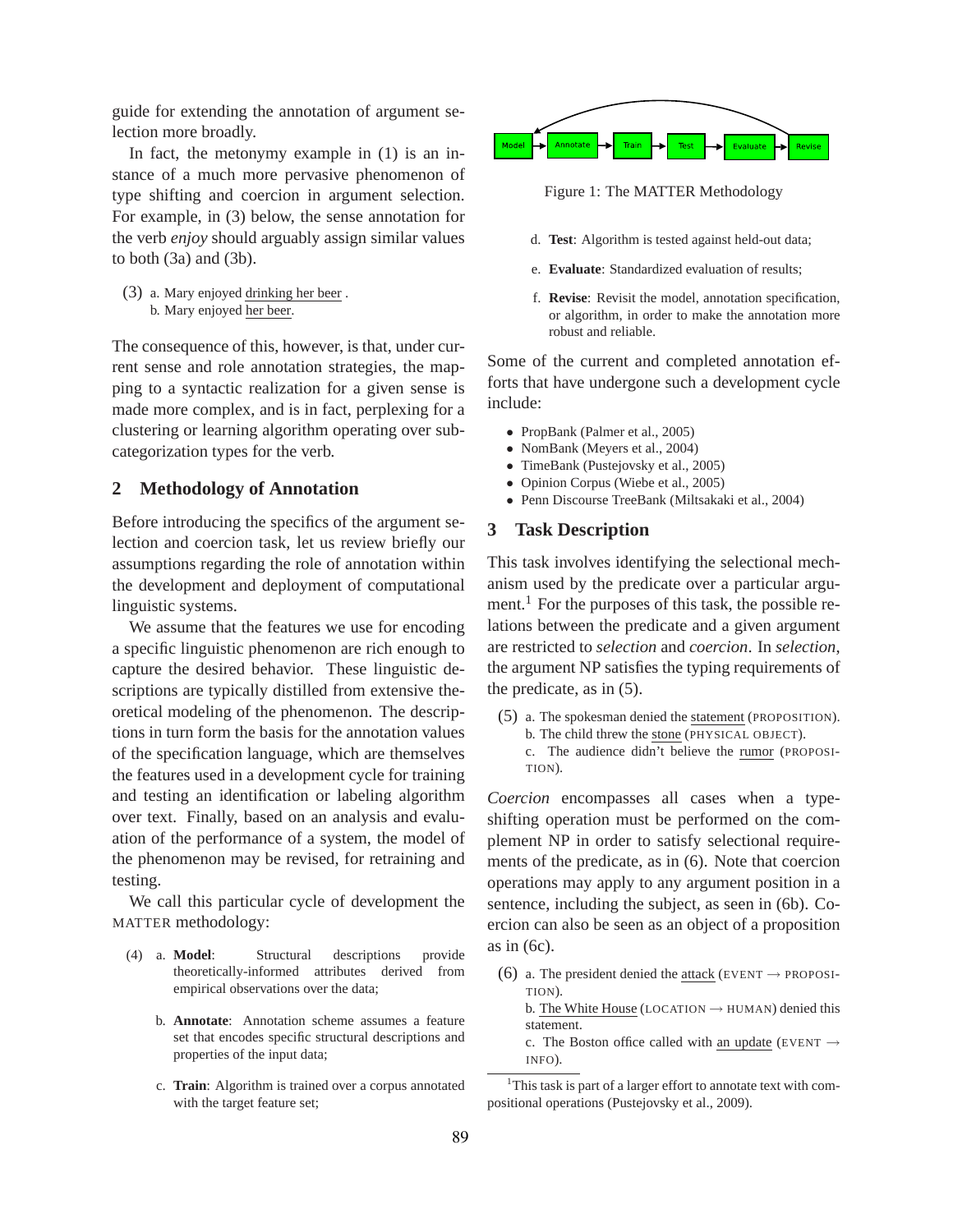guide for extending the annotation of argument selection more broadly.

In fact, the metonymy example in (1) is an instance of a much more pervasive phenomenon of type shifting and coercion in argument selection. For example, in (3) below, the sense annotation for the verb *enjoy* should arguably assign similar values to both (3a) and (3b).

(3) a. Mary enjoyed drinking her beer .
    b. Mary enjoyed her beer.

The consequence of this, however, is that, under current sense and role annotation strategies, the mapping to a syntactic realization for a given sense is made more complex, and is in fact, perplexing for a clustering or learning algorithm operating over subcategorization types for the verb.

## 2 Methodology of Annotation

Before introducing the specifics of the argument selection and coercion task, let us review briefly our assumptions regarding the role of annotation within the development and deployment of computational linguistic systems.

We assume that the features we use for encoding a specific linguistic phenomenon are rich enough to capture the desired behavior. These linguistic descriptions are typically distilled from extensive theoretical modeling of the phenomenon. The descriptions in turn form the basis for the annotation values of the specification language, which are themselves the features used in a development cycle for training and testing an identification or labeling algorithm over text. Finally, based on an analysis and evaluation of the performance of a system, the model of the phenomenon may be revised, for retraining and testing.

We call this particular cycle of development the MATTER methodology:

(4) a. **Model**: Structural descriptions provide theoretically-informed attributes derived from empirical observations over the data;

b. **Annotate**: Annotation scheme assumes a feature set that encodes specific structural descriptions and properties of the input data;

c. **Train**: Algorithm is trained over a corpus annotated with the target feature set;

d. **Test**: Algorithm is tested against held-out data;

e. **Evaluate**: Standardized evaluation of results;

f. **Revise**: Revisit the model, annotation specification, or algorithm, in order to make the annotation more robust and reliable.

Model → Annotate → Train → Test → Evaluate → Revise

Figure 1: The MATTER Methodology

Some of the current and completed annotation efforts that have undergone such a development cycle include:

- PropBank (Palmer et al., 2005)
- NomBank (Meyers et al., 2004)
- TimeBank (Pustejovsky et al., 2005)
- Opinion Corpus (Wiebe et al., 2005)
- Penn Discourse TreeBank (Miltsakaki et al., 2004)

## 3 Task Description

This task involves identifying the selectional mechanism used by the predicate over a particular argument.[1] For the purposes of this task, the possible relations between the predicate and a given argument are restricted to *selection* and *coercion*. In *selection*, the argument NP satisfies the typing requirements of the predicate, as in (5).

(5) a. The spokesman denied the statement (PROPOSITION).
    b. The child threw the stone (PHYSICAL OBJECT).
    c. The audience didn't believe the rumor (PROPOSITION).

*Coercion* encompasses all cases when a type-shifting operation must be performed on the complement NP in order to satisfy selectional requirements of the predicate, as in (6). Note that coercion operations may apply to any argument position in a sentence, including the subject, as seen in (6b). Coercion can also be seen as an object of a proposition as in (6c).

(6) a. The president denied the attack (EVENT → PROPOSITION).
    b. The White House (LOCATION → HUMAN) denied this statement.
    c. The Boston office called with an update (EVENT → INFO).

[1]This task is part of a larger effort to annotate text with compositional operations (Pustejovsky et al., 2009).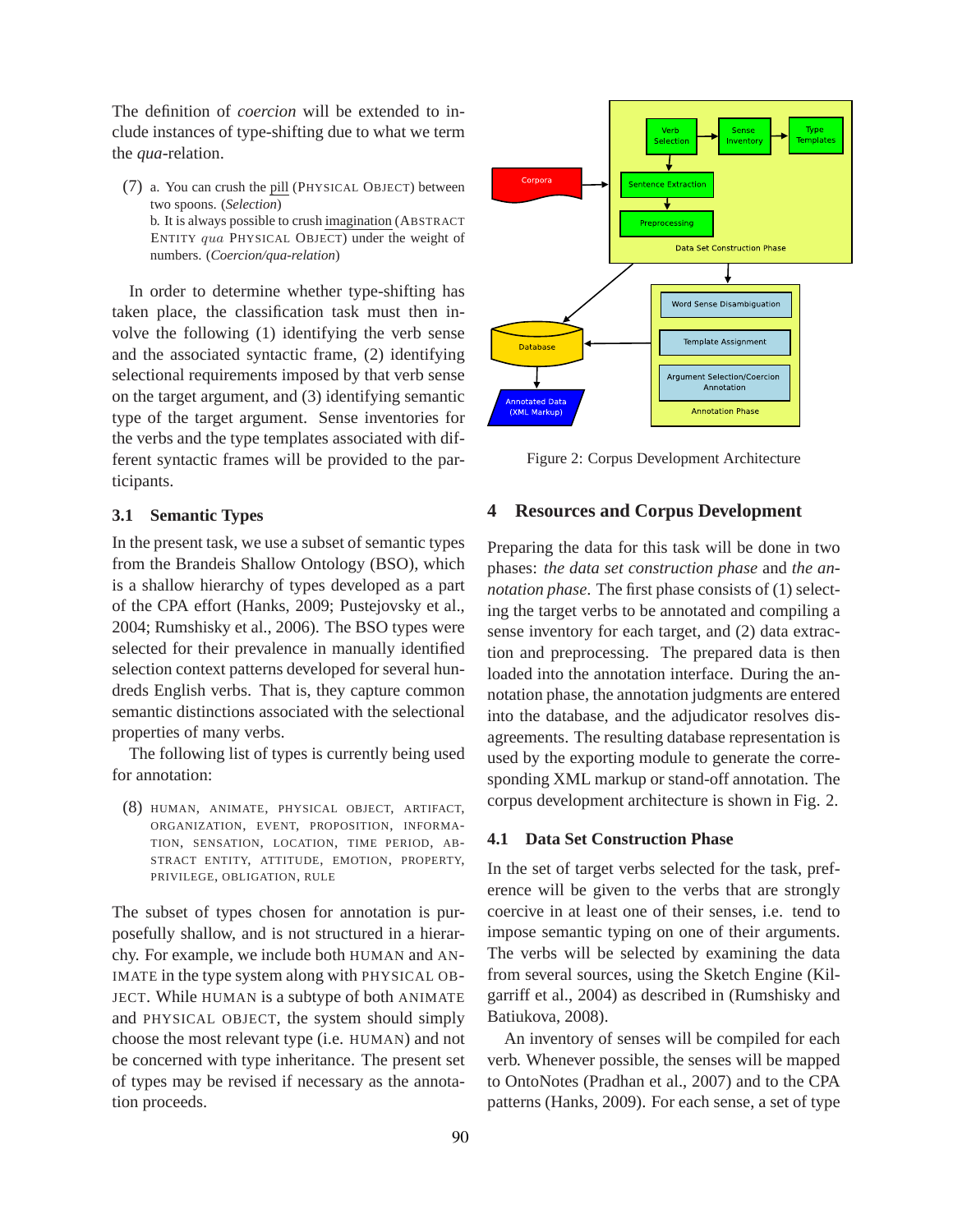The definition of *coercion* will be extended to include instances of type-shifting due to what we term the *qua*-relation.

(7) a. You can crush the pill (PHYSICAL OBJECT) between two spoons. (*Selection*)
b. It is always possible to crush imagination (ABSTRACT ENTITY *qua* PHYSICAL OBJECT) under the weight of numbers. (*Coercion/qua-relation*)

In order to determine whether type-shifting has taken place, the classification task must then involve the following (1) identifying the verb sense and the associated syntactic frame, (2) identifying selectional requirements imposed by that verb sense on the target argument, and (3) identifying semantic type of the target argument. Sense inventories for the verbs and the type templates associated with different syntactic frames will be provided to the participants.

### 3.1 Semantic Types

In the present task, we use a subset of semantic types from the Brandeis Shallow Ontology (BSO), which is a shallow hierarchy of types developed as a part of the CPA effort (Hanks, 2009; Pustejovsky et al., 2004; Rumshisky et al., 2006). The BSO types were selected for their prevalence in manually identified selection context patterns developed for several hundreds English verbs. That is, they capture common semantic distinctions associated with the selectional properties of many verbs.

The following list of types is currently being used for annotation:

(8) HUMAN, ANIMATE, PHYSICAL OBJECT, ARTIFACT, ORGANIZATION, EVENT, PROPOSITION, INFORMATION, SENSATION, LOCATION, TIME PERIOD, ABSTRACT ENTITY, ATTITUDE, EMOTION, PROPERTY, PRIVILEGE, OBLIGATION, RULE

The subset of types chosen for annotation is purposefully shallow, and is not structured in a hierarchy. For example, we include both HUMAN and ANIMATE in the type system along with PHYSICAL OBJECT. While HUMAN is a subtype of both ANIMATE and PHYSICAL OBJECT, the system should simply choose the most relevant type (i.e. HUMAN) and not be concerned with type inheritance. The present set of types may be revised if necessary as the annotation proceeds.

Figure 2: Corpus Development Architecture

## 4 Resources and Corpus Development

Preparing the data for this task will be done in two phases: *the data set construction phase* and *the annotation phase*. The first phase consists of (1) selecting the target verbs to be annotated and compiling a sense inventory for each target, and (2) data extraction and preprocessing. The prepared data is then loaded into the annotation interface. During the annotation phase, the annotation judgments are entered into the database, and the adjudicator resolves disagreements. The resulting database representation is used by the exporting module to generate the corresponding XML markup or stand-off annotation. The corpus development architecture is shown in Fig. 2.

### 4.1 Data Set Construction Phase

In the set of target verbs selected for the task, preference will be given to the verbs that are strongly coercive in at least one of their senses, i.e. tend to impose semantic typing on one of their arguments. The verbs will be selected by examining the data from several sources, using the Sketch Engine (Kilgarriff et al., 2004) as described in (Rumshisky and Batiukova, 2008).

An inventory of senses will be compiled for each verb. Whenever possible, the senses will be mapped to OntoNotes (Pradhan et al., 2007) and to the CPA patterns (Hanks, 2009). For each sense, a set of type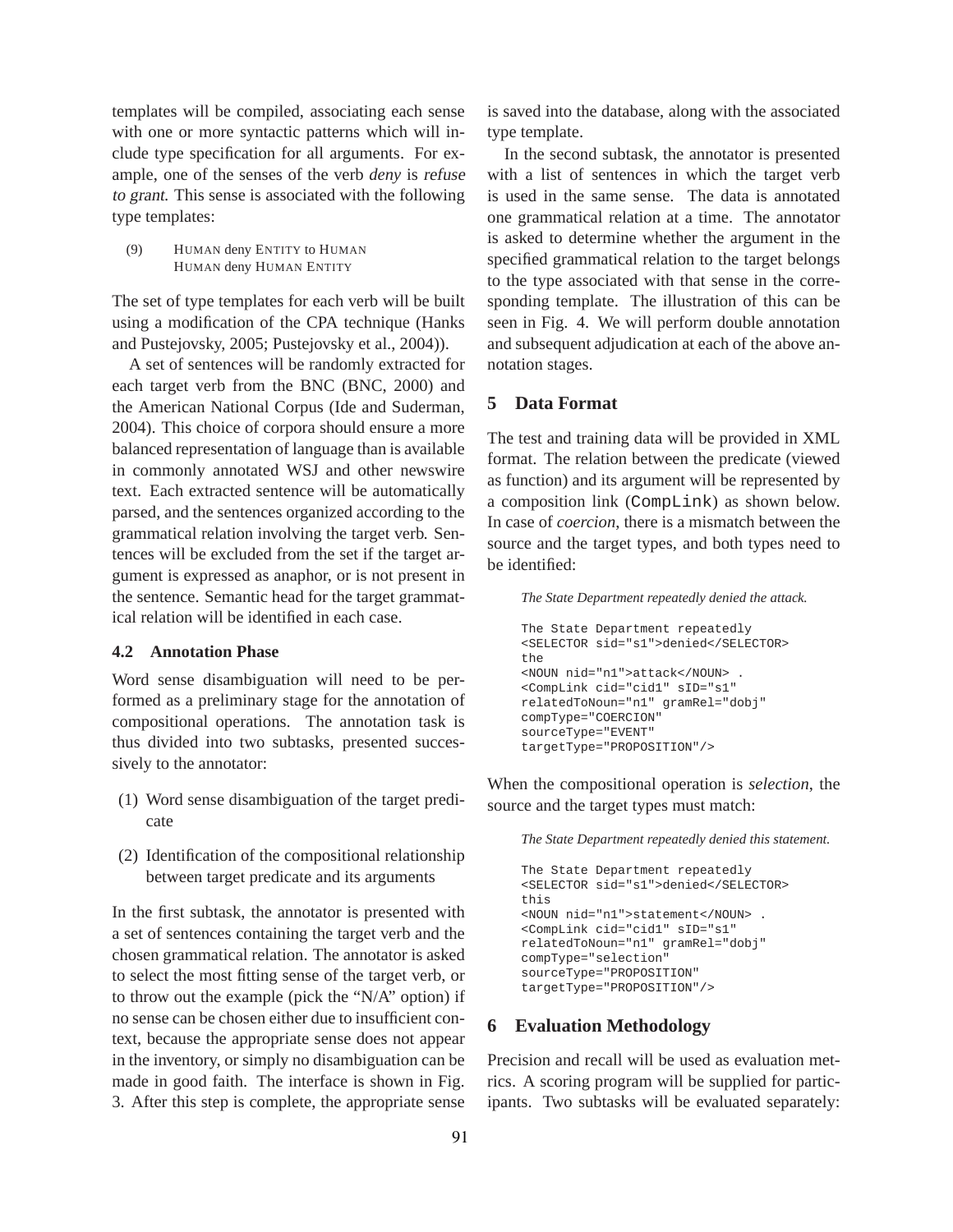templates will be compiled, associating each sense with one or more syntactic patterns which will include type specification for all arguments. For example, one of the senses of the verb *deny* is *refuse to grant*. This sense is associated with the following type templates:

(9) HUMAN deny ENTITY to HUMAN
HUMAN deny HUMAN ENTITY

The set of type templates for each verb will be built using a modification of the CPA technique (Hanks and Pustejovsky, 2005; Pustejovsky et al., 2004)).

A set of sentences will be randomly extracted for each target verb from the BNC (BNC, 2000) and the American National Corpus (Ide and Suderman, 2004). This choice of corpora should ensure a more balanced representation of language than is available in commonly annotated WSJ and other newswire text. Each extracted sentence will be automatically parsed, and the sentences organized according to the grammatical relation involving the target verb. Sentences will be excluded from the set if the target argument is expressed as anaphor, or is not present in the sentence. Semantic head for the target grammatical relation will be identified in each case.

### 4.2 Annotation Phase

Word sense disambiguation will need to be performed as a preliminary stage for the annotation of compositional operations. The annotation task is thus divided into two subtasks, presented successively to the annotator:

(1) Word sense disambiguation of the target predicate

(2) Identification of the compositional relationship between target predicate and its arguments

In the first subtask, the annotator is presented with a set of sentences containing the target verb and the chosen grammatical relation. The annotator is asked to select the most fitting sense of the target verb, or to throw out the example (pick the "N/A" option) if no sense can be chosen either due to insufficient context, because the appropriate sense does not appear in the inventory, or simply no disambiguation can be made in good faith. The interface is shown in Fig. 3. After this step is complete, the appropriate sense is saved into the database, along with the associated type template.

In the second subtask, the annotator is presented with a list of sentences in which the target verb is used in the same sense. The data is annotated one grammatical relation at a time. The annotator is asked to determine whether the argument in the specified grammatical relation to the target belongs to the type associated with that sense in the corresponding template. The illustration of this can be seen in Fig. 4. We will perform double annotation and subsequent adjudication at each of the above annotation stages.

## 5 Data Format

The test and training data will be provided in XML format. The relation between the predicate (viewed as function) and its argument will be represented by a composition link (CompLink) as shown below. In case of *coercion*, there is a mismatch between the source and the target types, and both types need to be identified:

*The State Department repeatedly denied the attack.*

```
The State Department repeatedly
<SELECTOR sid="s1">denied</SELECTOR>
the
<NOUN nid="n1">attack</NOUN> .
<CompLink cid="cid1" sID="s1"
relatedToNoun="n1" gramRel="dobj"
compType="COERCION"
sourceType="EVENT"
targetType="PROPOSITION"/>
```

When the compositional operation is *selection*, the source and the target types must match:

*The State Department repeatedly denied this statement.*

```
The State Department repeatedly
<SELECTOR sid="s1">denied</SELECTOR>
this
<NOUN nid="n1">statement</NOUN> .
<CompLink cid="cid1" sID="s1"
relatedToNoun="n1" gramRel="dobj"
compType="selection"
sourceType="PROPOSITION"
targetType="PROPOSITION"/>
```

## 6 Evaluation Methodology

Precision and recall will be used as evaluation metrics. A scoring program will be supplied for participants. Two subtasks will be evaluated separately: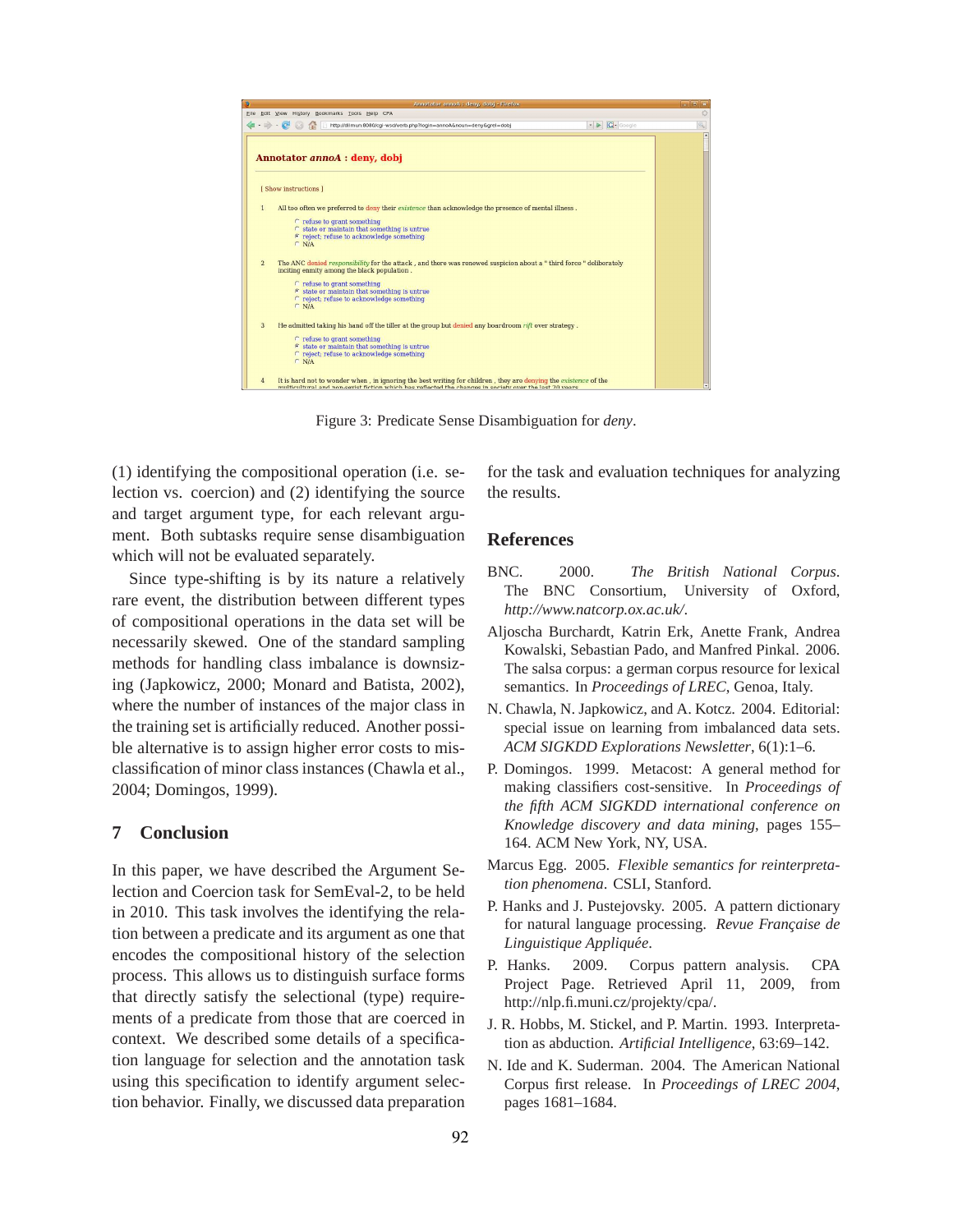Figure 3: Predicate Sense Disambiguation for *deny*.

(1) identifying the compositional operation (i.e. selection vs. coercion) and (2) identifying the source and target argument type, for each relevant argument. Both subtasks require sense disambiguation which will not be evaluated separately.

Since type-shifting is by its nature a relatively rare event, the distribution between different types of compositional operations in the data set will be necessarily skewed. One of the standard sampling methods for handling class imbalance is downsizing (Japkowicz, 2000; Monard and Batista, 2002), where the number of instances of the major class in the training set is artificially reduced. Another possible alternative is to assign higher error costs to misclassification of minor class instances (Chawla et al., 2004; Domingos, 1999).

## 7 Conclusion

In this paper, we have described the Argument Selection and Coercion task for SemEval-2, to be held in 2010. This task involves the identifying the relation between a predicate and its argument as one that encodes the compositional history of the selection process. This allows us to distinguish surface forms that directly satisfy the selectional (type) requirements of a predicate from those that are coerced in context. We described some details of a specification language for selection and the annotation task using this specification to identify argument selection behavior. Finally, we discussed data preparation for the task and evaluation techniques for analyzing the results.

## References

BNC. 2000. *The British National Corpus*. The BNC Consortium, University of Oxford, *http://www.natcorp.ox.ac.uk/*.

Aljoscha Burchardt, Katrin Erk, Anette Frank, Andrea Kowalski, Sebastian Pado, and Manfred Pinkal. 2006. The salsa corpus: a german corpus resource for lexical semantics. In *Proceedings of LREC*, Genoa, Italy.

N. Chawla, N. Japkowicz, and A. Kotcz. 2004. Editorial: special issue on learning from imbalanced data sets. *ACM SIGKDD Explorations Newsletter*, 6(1):1–6.

P. Domingos. 1999. Metacost: A general method for making classifiers cost-sensitive. In *Proceedings of the fifth ACM SIGKDD international conference on Knowledge discovery and data mining*, pages 155–164. ACM New York, NY, USA.

Marcus Egg. 2005. *Flexible semantics for reinterpretation phenomena*. CSLI, Stanford.

P. Hanks and J. Pustejovsky. 2005. A pattern dictionary for natural language processing. *Revue Française de Linguistique Appliquée*.

P. Hanks. 2009. Corpus pattern analysis. CPA Project Page. Retrieved April 11, 2009, from http://nlp.fi.muni.cz/projekty/cpa/.

J. R. Hobbs, M. Stickel, and P. Martin. 1993. Interpretation as abduction. *Artificial Intelligence*, 63:69–142.

N. Ide and K. Suderman. 2004. The American National Corpus first release. In *Proceedings of LREC 2004*, pages 1681–1684.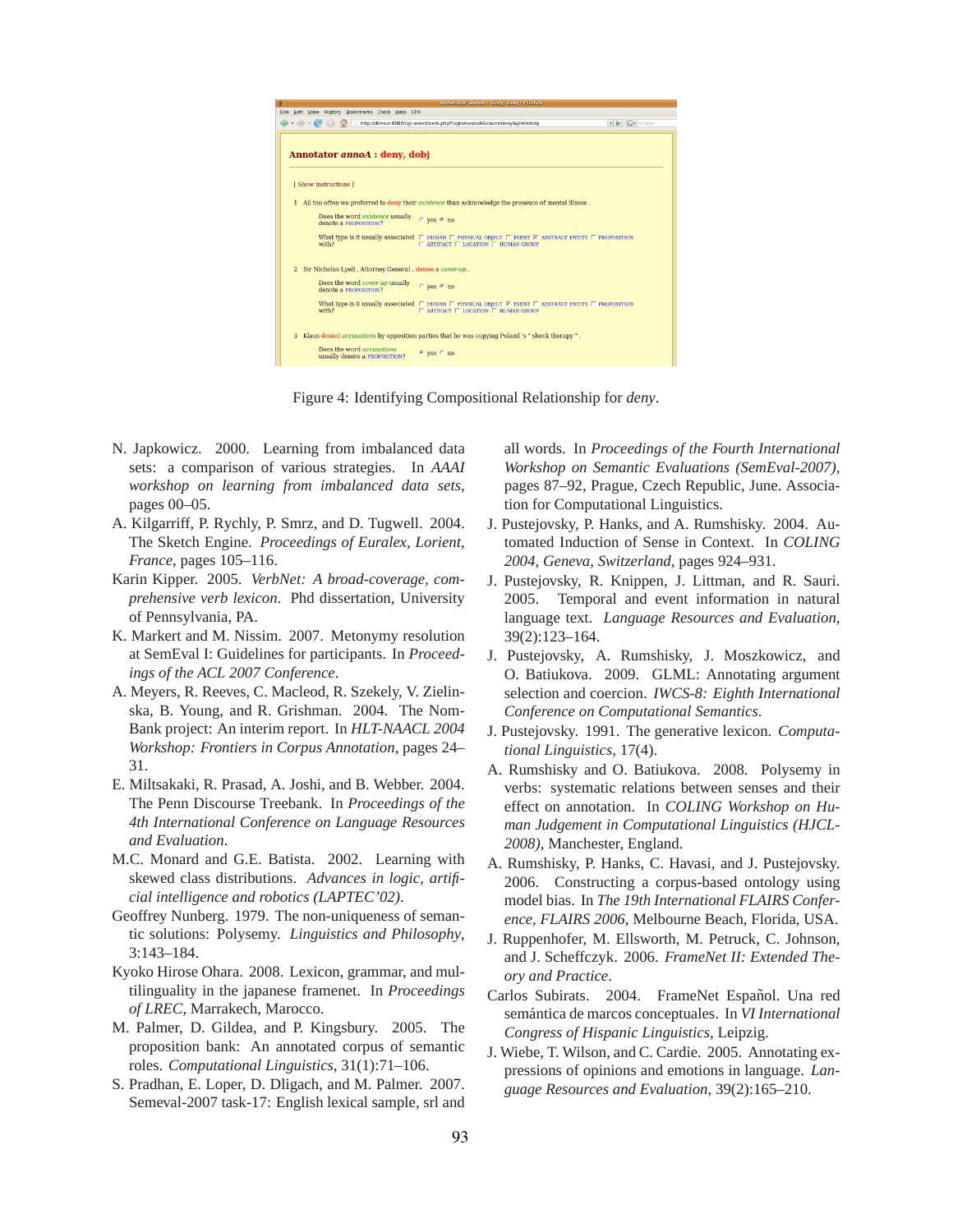Figure 4: Identifying Compositional Relationship for *deny*.

N. Japkowicz. 2000. Learning from imbalanced data sets: a comparison of various strategies. In *AAAI workshop on learning from imbalanced data sets*, pages 00–05.

A. Kilgarriff, P. Rychly, P. Smrz, and D. Tugwell. 2004. The Sketch Engine. *Proceedings of Euralex, Lorient, France*, pages 105–116.

Karin Kipper. 2005. *VerbNet: A broad-coverage, comprehensive verb lexicon*. Phd dissertation, University of Pennsylvania, PA.

K. Markert and M. Nissim. 2007. Metonymy resolution at SemEval I: Guidelines for participants. In *Proceedings of the ACL 2007 Conference*.

A. Meyers, R. Reeves, C. Macleod, R. Szekely, V. Zielinska, B. Young, and R. Grishman. 2004. The NomBank project: An interim report. In *HLT-NAACL 2004 Workshop: Frontiers in Corpus Annotation*, pages 24–31.

E. Miltsakaki, R. Prasad, A. Joshi, and B. Webber. 2004. The Penn Discourse Treebank. In *Proceedings of the 4th International Conference on Language Resources and Evaluation*.

M.C. Monard and G.E. Batista. 2002. Learning with skewed class distributions. *Advances in logic, artificial intelligence and robotics (LAPTEC'02)*.

Geoffrey Nunberg. 1979. The non-uniqueness of semantic solutions: Polysemy. *Linguistics and Philosophy*, 3:143–184.

Kyoko Hirose Ohara. 2008. Lexicon, grammar, and multilinguality in the japanese framenet. In *Proceedings of LREC*, Marrakech, Marocco.

M. Palmer, D. Gildea, and P. Kingsbury. 2005. The proposition bank: An annotated corpus of semantic roles. *Computational Linguistics*, 31(1):71–106.

S. Pradhan, E. Loper, D. Dligach, and M. Palmer. 2007. Semeval-2007 task-17: English lexical sample, srl and all words. In *Proceedings of the Fourth International Workshop on Semantic Evaluations (SemEval-2007)*, pages 87–92, Prague, Czech Republic, June. Association for Computational Linguistics.

J. Pustejovsky, P. Hanks, and A. Rumshisky. 2004. Automated Induction of Sense in Context. In *COLING 2004, Geneva, Switzerland*, pages 924–931.

J. Pustejovsky, R. Knippen, J. Littman, and R. Sauri. 2005. Temporal and event information in natural language text. *Language Resources and Evaluation*, 39(2):123–164.

J. Pustejovsky, A. Rumshisky, J. Moszkowicz, and O. Batiukova. 2009. GLML: Annotating argument selection and coercion. *IWCS-8: Eighth International Conference on Computational Semantics*.

J. Pustejovsky. 1991. The generative lexicon. *Computational Linguistics*, 17(4).

A. Rumshisky and O. Batiukova. 2008. Polysemy in verbs: systematic relations between senses and their effect on annotation. In *COLING Workshop on Human Judgement in Computational Linguistics (HJCL-2008)*, Manchester, England.

A. Rumshisky, P. Hanks, C. Havasi, and J. Pustejovsky. 2006. Constructing a corpus-based ontology using model bias. In *The 19th International FLAIRS Conference, FLAIRS 2006*, Melbourne Beach, Florida, USA.

J. Ruppenhofer, M. Ellsworth, M. Petruck, C. Johnson, and J. Scheffczyk. 2006. *FrameNet II: Extended Theory and Practice*.

Carlos Subirats. 2004. FrameNet Español. Una red semántica de marcos conceptuales. In *VI International Congress of Hispanic Linguistics*, Leipzig.

J. Wiebe, T. Wilson, and C. Cardie. 2005. Annotating expressions of opinions and emotions in language. *Language Resources and Evaluation*, 39(2):165–210.